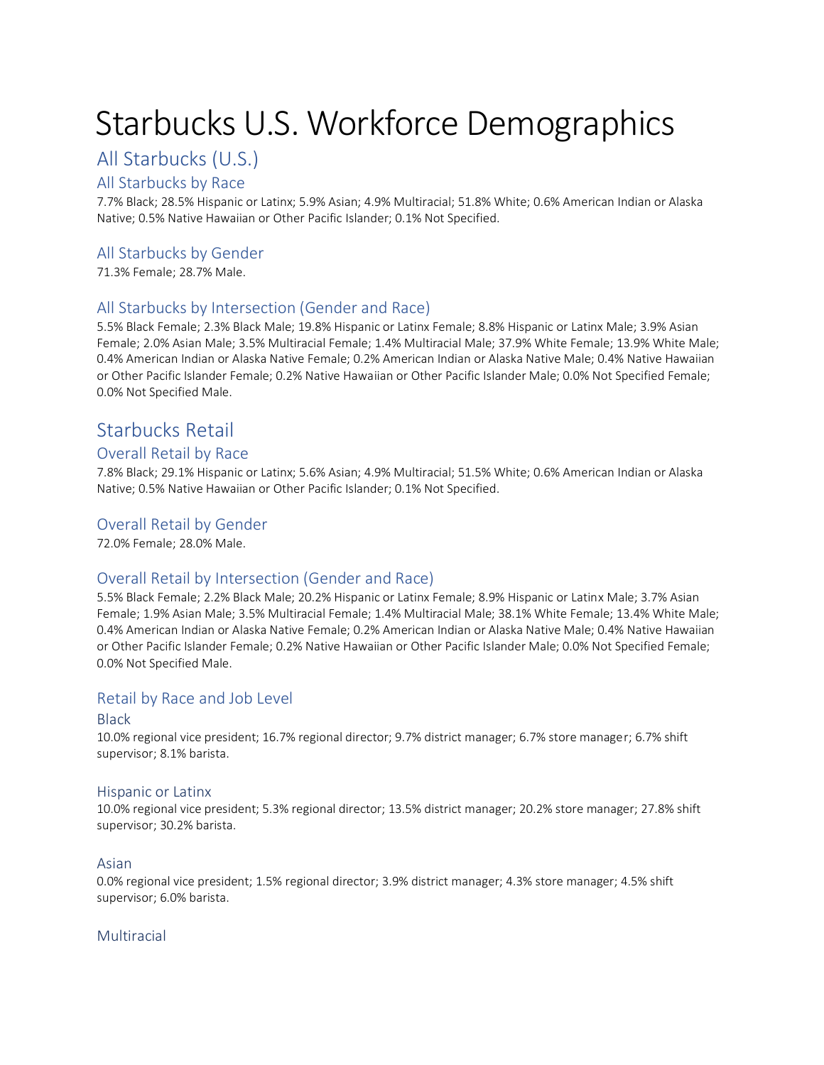# Starbucks U.S. Workforce Demographics

## All Starbucks (U.S.)

### All Starbucks by Race

7.7% Black; 28.5% Hispanic or Latinx; 5.9% Asian; 4.9% Multiracial; 51.8% White; 0.6% American Indian or Alaska Native; 0.5% Native Hawaiian or Other Pacific Islander; 0.1% Not Specified.

### All Starbucks by Gender

71.3% Female; 28.7% Male.

### All Starbucks by Intersection (Gender and Race)

5.5% Black Female; 2.3% Black Male; 19.8% Hispanic or Latinx Female; 8.8% Hispanic or Latinx Male; 3.9% Asian Female; 2.0% Asian Male; 3.5% Multiracial Female; 1.4% Multiracial Male; 37.9% White Female; 13.9% White Male; 0.4% American Indian or Alaska Native Female; 0.2% American Indian or Alaska Native Male; 0.4% Native Hawaiian or Other Pacific Islander Female; 0.2% Native Hawaiian or Other Pacific Islander Male; 0.0% Not Specified Female; 0.0% Not Specified Male.

## Starbucks Retail

### Overall Retail by Race

7.8% Black; 29.1% Hispanic or Latinx; 5.6% Asian; 4.9% Multiracial; 51.5% White; 0.6% American Indian or Alaska Native; 0.5% Native Hawaiian or Other Pacific Islander; 0.1% Not Specified.

### Overall Retail by Gender

72.0% Female; 28.0% Male.

### Overall Retail by Intersection (Gender and Race)

5.5% Black Female; 2.2% Black Male; 20.2% Hispanic or Latinx Female; 8.9% Hispanic or Latinx Male; 3.7% Asian Female; 1.9% Asian Male; 3.5% Multiracial Female; 1.4% Multiracial Male; 38.1% White Female; 13.4% White Male; 0.4% American Indian or Alaska Native Female; 0.2% American Indian or Alaska Native Male; 0.4% Native Hawaiian or Other Pacific Islander Female; 0.2% Native Hawaiian or Other Pacific Islander Male; 0.0% Not Specified Female; 0.0% Not Specified Male.

### Retail by Race and Job Level

#### Black

10.0% regional vice president; 16.7% regional director; 9.7% district manager; 6.7% store manager; 6.7% shift supervisor; 8.1% barista.

#### Hispanic or Latinx

10.0% regional vice president; 5.3% regional director; 13.5% district manager; 20.2% store manager; 27.8% shift supervisor; 30.2% barista.

#### Asian

0.0% regional vice president; 1.5% regional director; 3.9% district manager; 4.3% store manager; 4.5% shift supervisor; 6.0% barista.

#### Multiracial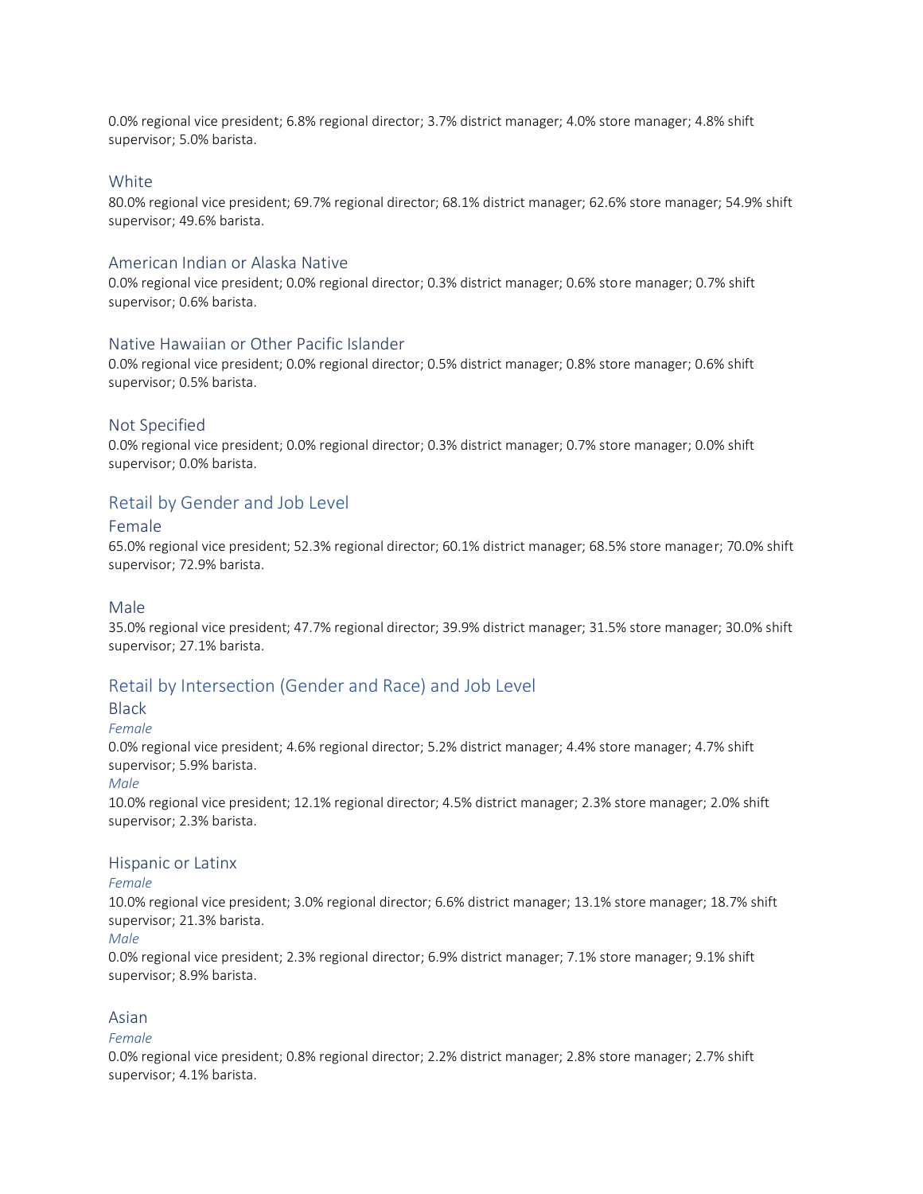0.0% regional vice president; 6.8% regional director; 3.7% district manager; 4.0% store manager; 4.8% shift supervisor; 5.0% barista.

### White

80.0% regional vice president; 69.7% regional director; 68.1% district manager; 62.6% store manager; 54.9% shift supervisor; 49.6% barista.

### American Indian or Alaska Native

0.0% regional vice president; 0.0% regional director; 0.3% district manager; 0.6% store manager; 0.7% shift supervisor; 0.6% barista.

### Native Hawaiian or Other Pacific Islander

0.0% regional vice president; 0.0% regional director; 0.5% district manager; 0.8% store manager; 0.6% shift supervisor; 0.5% barista.

### Not Specified

0.0% regional vice president; 0.0% regional director; 0.3% district manager; 0.7% store manager; 0.0% shift supervisor; 0.0% barista.

## Retail by Gender and Job Level

### Female

65.0% regional vice president; 52.3% regional director; 60.1% district manager; 68.5% store manager; 70.0% shift supervisor; 72.9% barista.

### Male

35.0% regional vice president; 47.7% regional director; 39.9% district manager; 31.5% store manager; 30.0% shift supervisor; 27.1% barista.

## Retail by Intersection (Gender and Race) and Job Level

### Black

*Female*

0.0% regional vice president; 4.6% regional director; 5.2% district manager; 4.4% store manager; 4.7% shift supervisor; 5.9% barista.

*Male*

10.0% regional vice president; 12.1% regional director; 4.5% district manager; 2.3% store manager; 2.0% shift supervisor; 2.3% barista.

### Hispanic or Latinx

*Female*

10.0% regional vice president; 3.0% regional director; 6.6% district manager; 13.1% store manager; 18.7% shift supervisor; 21.3% barista.

*Male*

0.0% regional vice president; 2.3% regional director; 6.9% district manager; 7.1% store manager; 9.1% shift supervisor; 8.9% barista.

### Asian

*Female*

0.0% regional vice president; 0.8% regional director; 2.2% district manager; 2.8% store manager; 2.7% shift supervisor; 4.1% barista.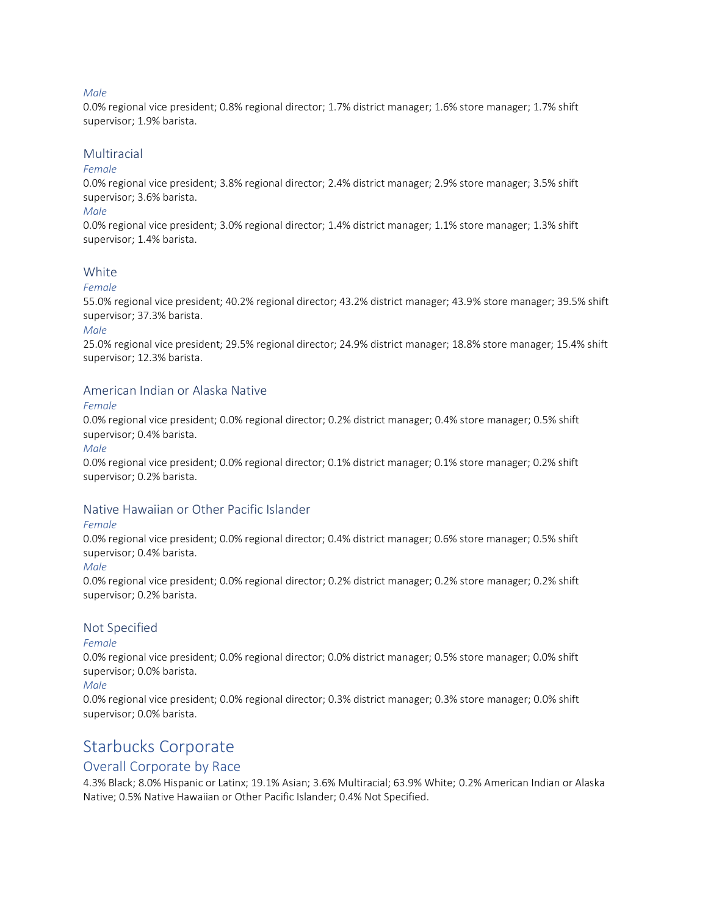*Male*

0.0% regional vice president; 0.8% regional director; 1.7% district manager; 1.6% store manager; 1.7% shift supervisor; 1.9% barista.

### Multiracial

*Female*

0.0% regional vice president; 3.8% regional director; 2.4% district manager; 2.9% store manager; 3.5% shift supervisor; 3.6% barista.

*Male*

0.0% regional vice president; 3.0% regional director; 1.4% district manager; 1.1% store manager; 1.3% shift supervisor; 1.4% barista.

### White

*Female*

55.0% regional vice president; 40.2% regional director; 43.2% district manager; 43.9% store manager; 39.5% shift supervisor; 37.3% barista.

*Male*

25.0% regional vice president; 29.5% regional director; 24.9% district manager; 18.8% store manager; 15.4% shift supervisor; 12.3% barista.

### American Indian or Alaska Native

*Female*

0.0% regional vice president; 0.0% regional director; 0.2% district manager; 0.4% store manager; 0.5% shift supervisor; 0.4% barista.

*Male*

0.0% regional vice president; 0.0% regional director; 0.1% district manager; 0.1% store manager; 0.2% shift supervisor; 0.2% barista.

### Native Hawaiian or Other Pacific Islander

*Female*

0.0% regional vice president; 0.0% regional director; 0.4% district manager; 0.6% store manager; 0.5% shift supervisor; 0.4% barista.

*Male*

0.0% regional vice president; 0.0% regional director; 0.2% district manager; 0.2% store manager; 0.2% shift supervisor; 0.2% barista.

### Not Specified

*Female*

0.0% regional vice president; 0.0% regional director; 0.0% district manager; 0.5% store manager; 0.0% shift supervisor; 0.0% barista.

*Male*

0.0% regional vice president; 0.0% regional director; 0.3% district manager; 0.3% store manager; 0.0% shift supervisor; 0.0% barista.

# Starbucks Corporate

## Overall Corporate by Race

4.3% Black; 8.0% Hispanic or Latinx; 19.1% Asian; 3.6% Multiracial; 63.9% White; 0.2% American Indian or Alaska Native; 0.5% Native Hawaiian or Other Pacific Islander; 0.4% Not Specified.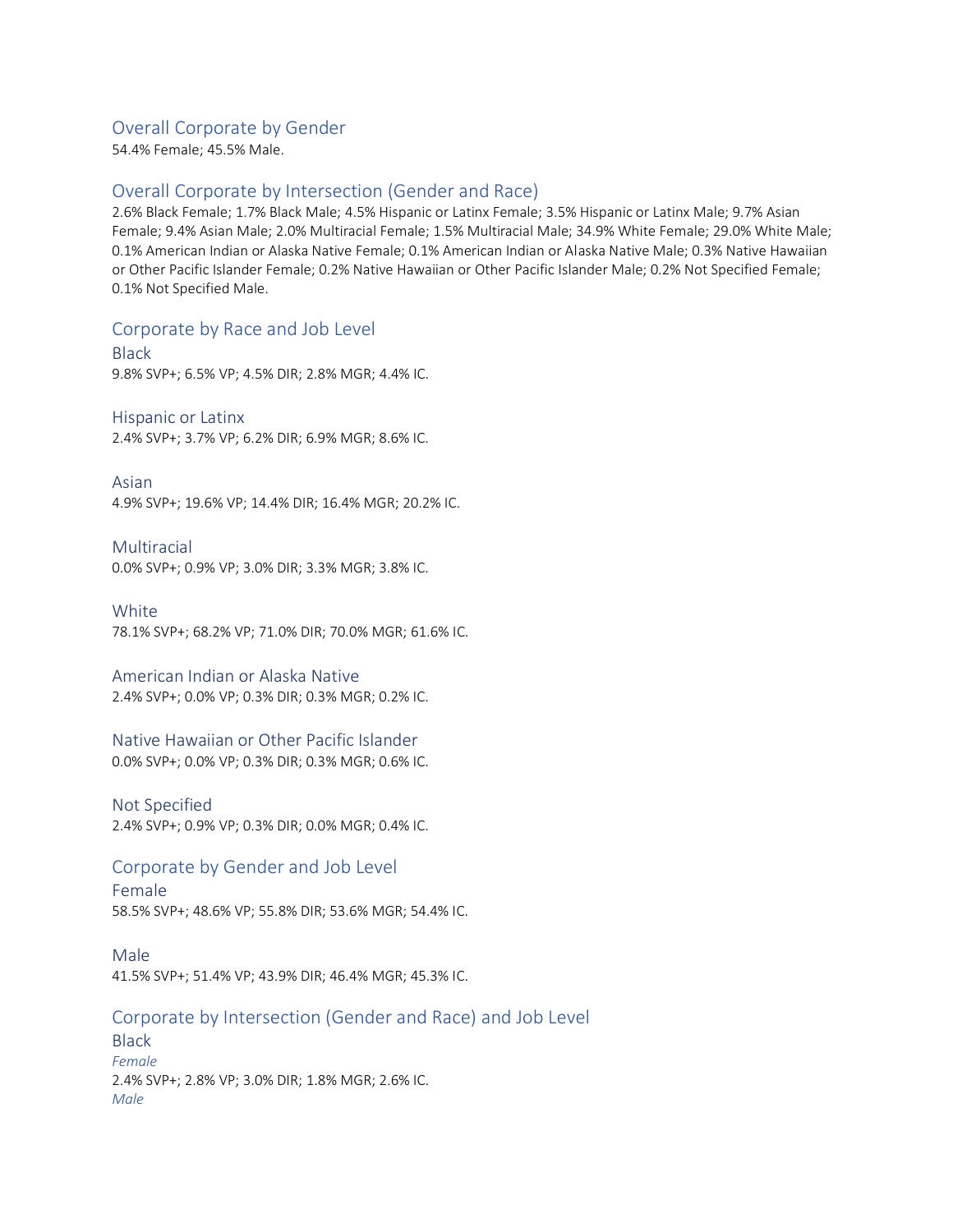## Overall Corporate by Gender

54.4% Female; 45.5% Male.

## Overall Corporate by Intersection (Gender and Race)

2.6% Black Female; 1.7% Black Male; 4.5% Hispanic or Latinx Female; 3.5% Hispanic or Latinx Male; 9.7% Asian Female; 9.4% Asian Male; 2.0% Multiracial Female; 1.5% Multiracial Male; 34.9% White Female; 29.0% White Male; 0.1% American Indian or Alaska Native Female; 0.1% American Indian or Alaska Native Male; 0.3% Native Hawaiian or Other Pacific Islander Female; 0.2% Native Hawaiian or Other Pacific Islander Male; 0.2% Not Specified Female; 0.1% Not Specified Male.

## Corporate by Race and Job Level

### Black

9.8% SVP+; 6.5% VP; 4.5% DIR; 2.8% MGR; 4.4% IC.

### Hispanic or Latinx

2.4% SVP+; 3.7% VP; 6.2% DIR; 6.9% MGR; 8.6% IC.

### Asian

4.9% SVP+; 19.6% VP; 14.4% DIR; 16.4% MGR; 20.2% IC.

### Multiracial

0.0% SVP+; 0.9% VP; 3.0% DIR; 3.3% MGR; 3.8% IC.

### White

78.1% SVP+; 68.2% VP; 71.0% DIR; 70.0% MGR; 61.6% IC.

### American Indian or Alaska Native

2.4% SVP+; 0.0% VP; 0.3% DIR; 0.3% MGR; 0.2% IC.

### Native Hawaiian or Other Pacific Islander

0.0% SVP+; 0.0% VP; 0.3% DIR; 0.3% MGR; 0.6% IC.

### Not Specified

2.4% SVP+; 0.9% VP; 0.3% DIR; 0.0% MGR; 0.4% IC.

## Corporate by Gender and Job Level

### Female

58.5% SVP+; 48.6% VP; 55.8% DIR; 53.6% MGR; 54.4% IC.

### Male

41.5% SVP+; 51.4% VP; 43.9% DIR; 46.4% MGR; 45.3% IC.

## Corporate by Intersection (Gender and Race) and Job Level

### Black

*Female*

2.4% SVP+; 2.8% VP; 3.0% DIR; 1.8% MGR; 2.6% IC.

*Male*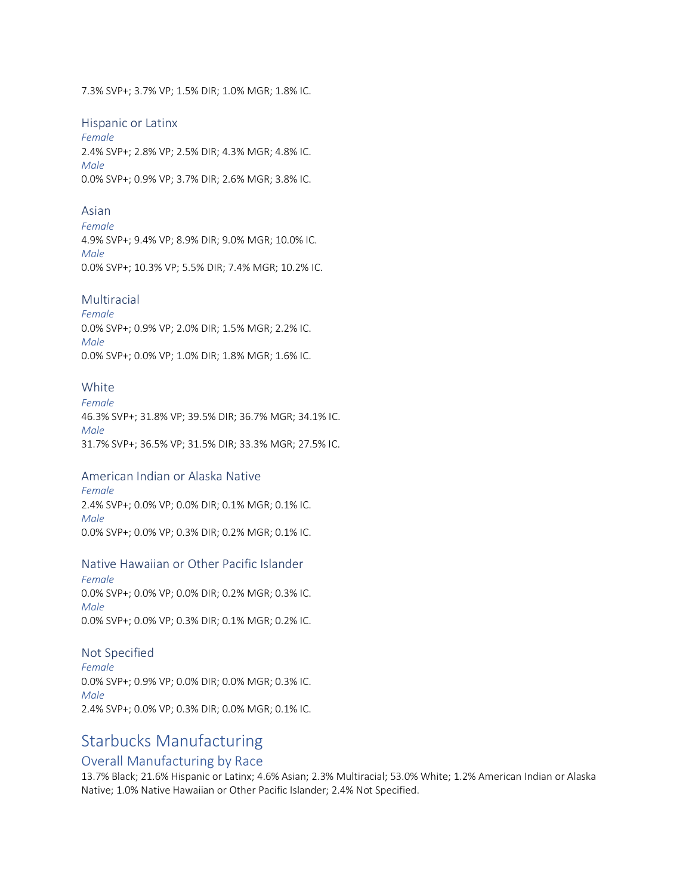7.3% SVP+; 3.7% VP; 1.5% DIR; 1.0% MGR; 1.8% IC.

### Hispanic or Latinx

*Female*

2.4% SVP+; 2.8% VP; 2.5% DIR; 4.3% MGR; 4.8% IC.

*Male*

0.0% SVP+; 0.9% VP; 3.7% DIR; 2.6% MGR; 3.8% IC.

### Asian

*Female*

4.9% SVP+; 9.4% VP; 8.9% DIR; 9.0% MGR; 10.0% IC.

*Male*

0.0% SVP+; 10.3% VP; 5.5% DIR; 7.4% MGR; 10.2% IC.

### Multiracial

*Female*

0.0% SVP+; 0.9% VP; 2.0% DIR; 1.5% MGR; 2.2% IC.

*Male*

0.0% SVP+; 0.0% VP; 1.0% DIR; 1.8% MGR; 1.6% IC.

### White

*Female*

46.3% SVP+; 31.8% VP; 39.5% DIR; 36.7% MGR; 34.1% IC.

*Male*

31.7% SVP+; 36.5% VP; 31.5% DIR; 33.3% MGR; 27.5% IC.

### American Indian or Alaska Native

*Female*

2.4% SVP+; 0.0% VP; 0.0% DIR; 0.1% MGR; 0.1% IC.

*Male*

0.0% SVP+; 0.0% VP; 0.3% DIR; 0.2% MGR; 0.1% IC.

### Native Hawaiian or Other Pacific Islander

*Female*

0.0% SVP+; 0.0% VP; 0.0% DIR; 0.2% MGR; 0.3% IC.

*Male*

0.0% SVP+; 0.0% VP; 0.3% DIR; 0.1% MGR; 0.2% IC.

### Not Specified

*Female*

0.0% SVP+; 0.9% VP; 0.0% DIR; 0.0% MGR; 0.3% IC.

*Male*

2.4% SVP+; 0.0% VP; 0.3% DIR; 0.0% MGR; 0.1% IC.

# Starbucks Manufacturing

## Overall Manufacturing by Race

13.7% Black; 21.6% Hispanic or Latinx; 4.6% Asian; 2.3% Multiracial; 53.0% White; 1.2% American Indian or Alaska Native; 1.0% Native Hawaiian or Other Pacific Islander; 2.4% Not Specified.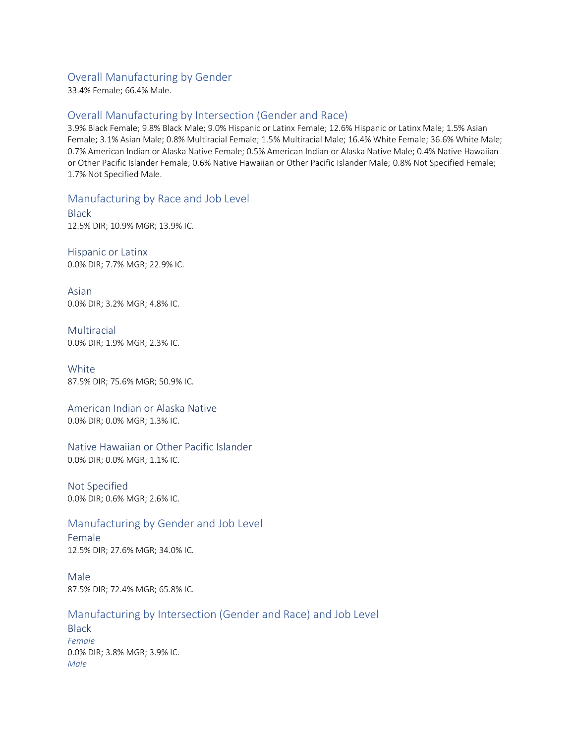## Overall Manufacturing by Gender

33.4% Female; 66.4% Male.

## Overall Manufacturing by Intersection (Gender and Race)

3.9% Black Female; 9.8% Black Male; 9.0% Hispanic or Latinx Female; 12.6% Hispanic or Latinx Male; 1.5% Asian Female; 3.1% Asian Male; 0.8% Multiracial Female; 1.5% Multiracial Male; 16.4% White Female; 36.6% White Male; 0.7% American Indian or Alaska Native Female; 0.5% American Indian or Alaska Native Male; 0.4% Native Hawaiian or Other Pacific Islander Female; 0.6% Native Hawaiian or Other Pacific Islander Male; 0.8% Not Specified Female; 1.7% Not Specified Male.

## Manufacturing by Race and Job Level

### Black

12.5% DIR; 10.9% MGR; 13.9% IC.

### Hispanic or Latinx

0.0% DIR; 7.7% MGR; 22.9% IC.

### Asian

0.0% DIR; 3.2% MGR; 4.8% IC.

### Multiracial

0.0% DIR; 1.9% MGR; 2.3% IC.

### White

87.5% DIR; 75.6% MGR; 50.9% IC.

### American Indian or Alaska Native

0.0% DIR; 0.0% MGR; 1.3% IC.

### Native Hawaiian or Other Pacific Islander

0.0% DIR; 0.0% MGR; 1.1% IC.

### Not Specified

0.0% DIR; 0.6% MGR; 2.6% IC.

## Manufacturing by Gender and Job Level

### Female

12.5% DIR; 27.6% MGR; 34.0% IC.

### Male

87.5% DIR; 72.4% MGR; 65.8% IC.

## Manufacturing by Intersection (Gender and Race) and Job Level

### Black

*Female*

0.0% DIR; 3.8% MGR; 3.9% IC.

*Male*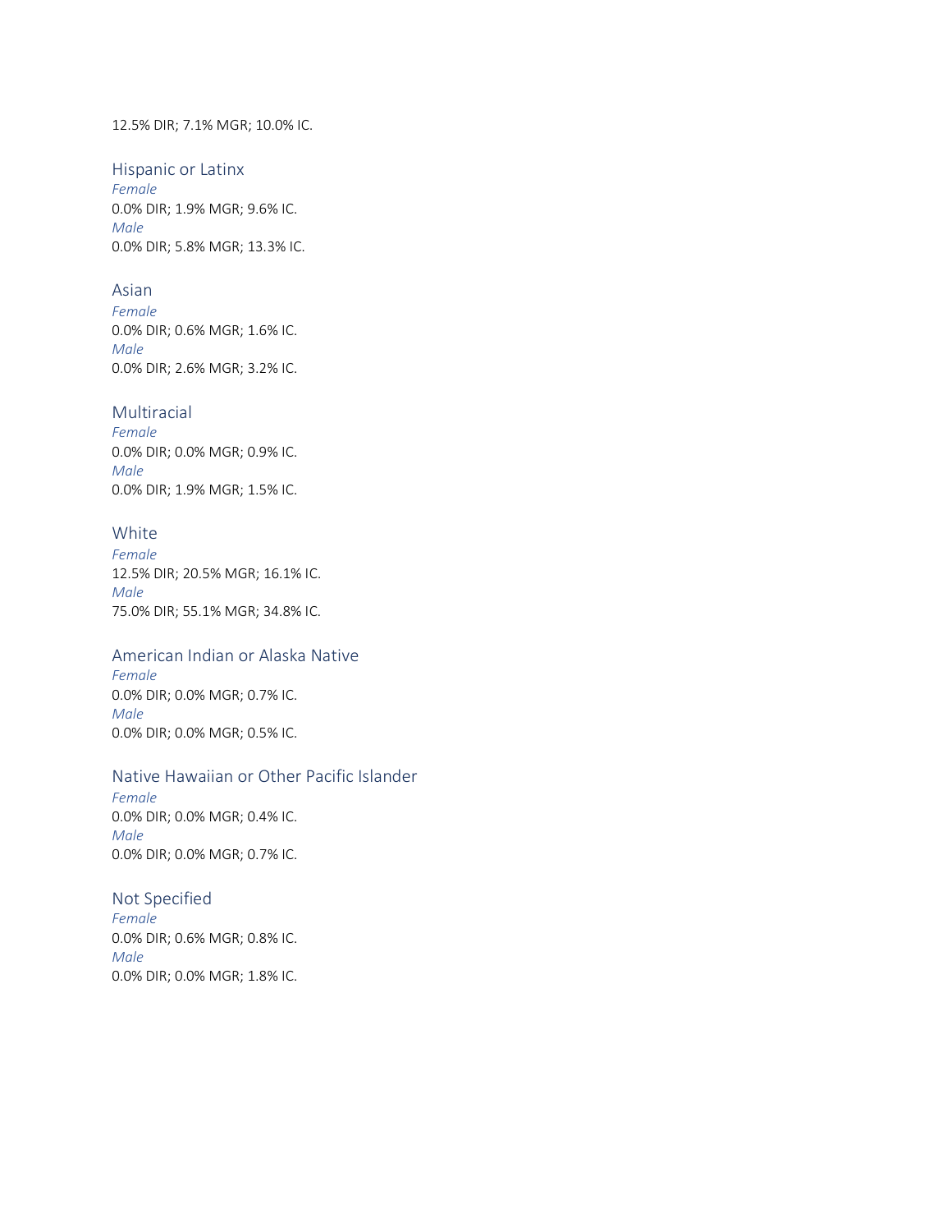12.5% DIR; 7.1% MGR; 10.0% IC.

### Hispanic or Latinx

*Female*

0.0% DIR; 1.9% MGR; 9.6% IC.

*Male*

0.0% DIR; 5.8% MGR; 13.3% IC.

### Asian

*Female*

0.0% DIR; 0.6% MGR; 1.6% IC.

*Male*

0.0% DIR; 2.6% MGR; 3.2% IC.

### Multiracial

*Female*

0.0% DIR; 0.0% MGR; 0.9% IC.

*Male*

0.0% DIR; 1.9% MGR; 1.5% IC.

### White

*Female*

12.5% DIR; 20.5% MGR; 16.1% IC.

*Male*

75.0% DIR; 55.1% MGR; 34.8% IC.

### American Indian or Alaska Native

*Female*

0.0% DIR; 0.0% MGR; 0.7% IC.

*Male*

0.0% DIR; 0.0% MGR; 0.5% IC.

### Native Hawaiian or Other Pacific Islander

*Female*

0.0% DIR; 0.0% MGR; 0.4% IC.

*Male*

0.0% DIR; 0.0% MGR; 0.7% IC.

### Not Specified

*Female*

0.0% DIR; 0.6% MGR; 0.8% IC.

*Male*

0.0% DIR; 0.0% MGR; 1.8% IC.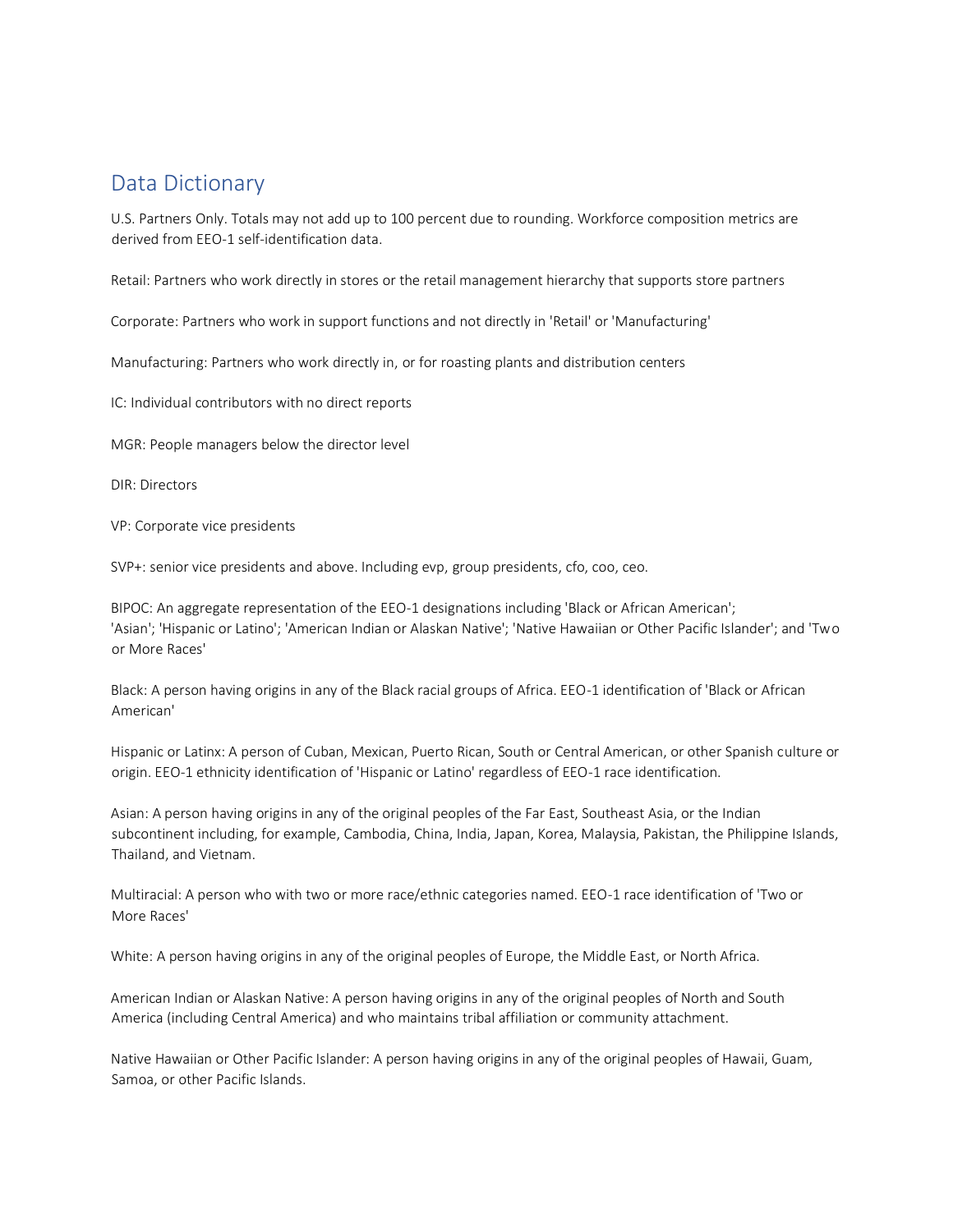## Data Dictionary

U.S. Partners Only. Totals may not add up to 100 percent due to rounding. Workforce composition metrics are derived from EEO-1 self-identification data.

Retail: Partners who work directly in stores or the retail management hierarchy that supports store partners

Corporate: Partners who work in support functions and not directly in 'Retail' or 'Manufacturing'

Manufacturing: Partners who work directly in, or for roasting plants and distribution centers

IC: Individual contributors with no direct reports

MGR: People managers below the director level

DIR: Directors

VP: Corporate vice presidents

SVP+: senior vice presidents and above. Including evp, group presidents, cfo, coo, ceo.

BIPOC: An aggregate representation of the EEO-1 designations including 'Black or African American'; 'Asian'; 'Hispanic or Latino'; 'American Indian or Alaskan Native'; 'Native Hawaiian or Other Pacific Islander'; and 'Two or More Races'

Black: A person having origins in any of the Black racial groups of Africa. EEO-1 identification of 'Black or African American'

Hispanic or Latinx: A person of Cuban, Mexican, Puerto Rican, South or Central American, or other Spanish culture or origin. EEO-1 ethnicity identification of 'Hispanic or Latino' regardless of EEO-1 race identification.

Asian: A person having origins in any of the original peoples of the Far East, Southeast Asia, or the Indian subcontinent including, for example, Cambodia, China, India, Japan, Korea, Malaysia, Pakistan, the Philippine Islands, Thailand, and Vietnam.

Multiracial: A person who with two or more race/ethnic categories named. EEO-1 race identification of 'Two or More Races'

White: A person having origins in any of the original peoples of Europe, the Middle East, or North Africa.

American Indian or Alaskan Native: A person having origins in any of the original peoples of North and South America (including Central America) and who maintains tribal affiliation or community attachment.

Native Hawaiian or Other Pacific Islander: A person having origins in any of the original peoples of Hawaii, Guam, Samoa, or other Pacific Islands.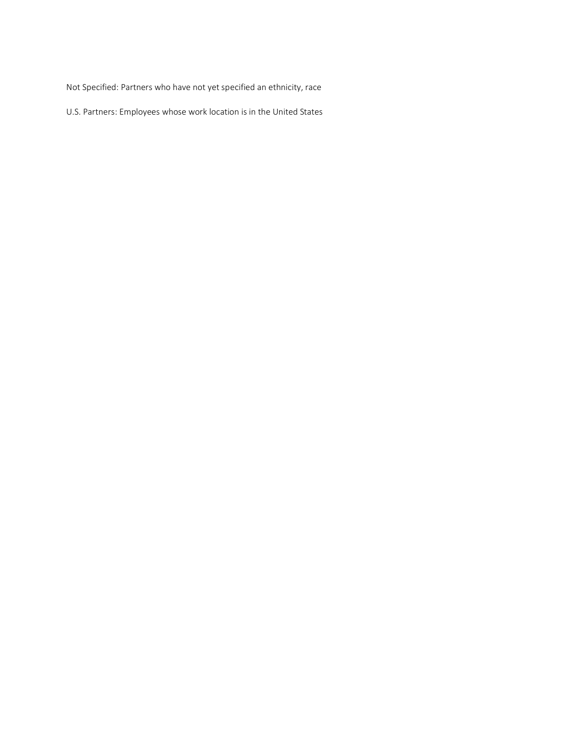Not Specified: Partners who have not yet specified an ethnicity, race

U.S. Partners: Employees whose work location is in the United States